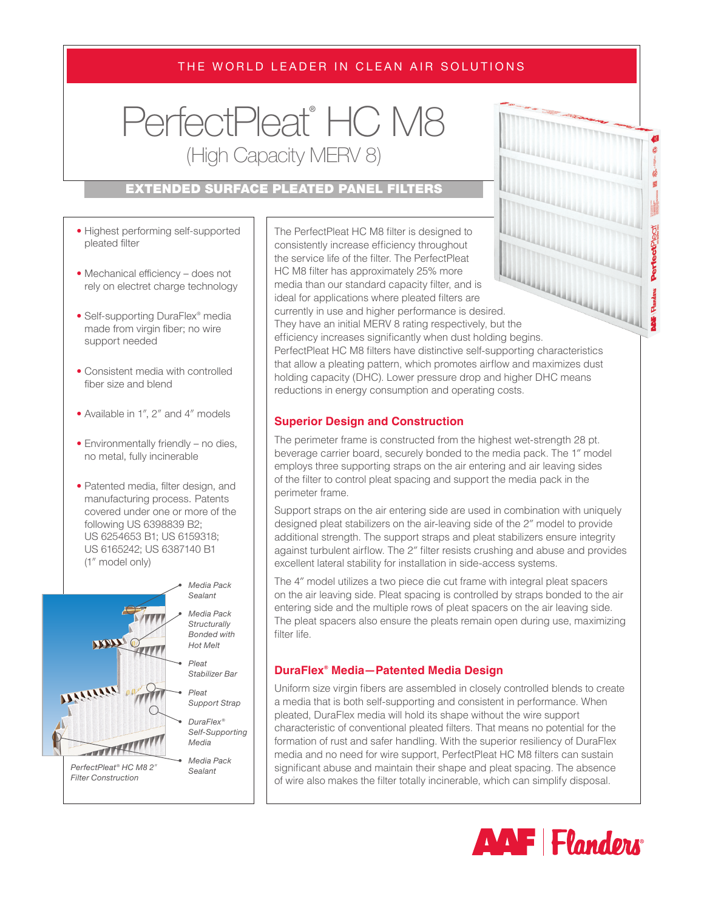THE WORLD LEADER IN CLEAN AIR SOLUTIONS

# PerfectPleat® HC M8

(High Capacity MERV 8)

## EXTENDED SURFACE PLEATED PANEL FILTERS

- Highest performing self-supported pleated filter
- Mechanical efficiency – does not rely on electret charge technology
- Self-supporting DuraFlex® media made from virgin fiber; no wire support needed
- Consistent media with controlled fiber size and blend
- Available in 1″, 2″ and 4″ models
- Environmentally friendly – no dies, no metal, fully incinerable
- Patented media, filter design, and manufacturing process. Patents covered under one or more of the following US 6398839 B2; US 6254653 B1; US 6159318; US 6165242; US 6387140 B1 (1″ model only)

Media Pack Sealant

Media Pack Structurally Bonded with Hot Melt

Pleat Stabilizer Bar

Pleat Support Strap

DuraFlex® Self-Supporting Media

Media Pack Sealant

*PerfectPleat® HC M8 2″ Filter Construction*

The PerfectPleat HC M8 filter is designed to consistently increase efficiency throughout the service life of the filter. The PerfectPleat HC M8 filter has approximately 25% more media than our standard capacity filter, and is ideal for applications where pleated filters are currently in use and higher performance is desired. They have an initial MERV 8 rating respectively, but the efficiency increases significantly when dust holding begins. PerfectPleat HC M8 filters have distinctive self-supporting characteristics that allow a pleating pattern, which promotes airflow and maximizes dust holding capacity (DHC). Lower pressure drop and higher DHC means reductions in energy consumption and operating costs.

### Superior Design and Construction

The perimeter frame is constructed from the highest wet-strength 28 pt. beverage carrier board, securely bonded to the media pack. The 1″ model employs three supporting straps on the air entering and air leaving sides of the filter to control pleat spacing and support the media pack in the perimeter frame.

Support straps on the air entering side are used in combination with uniquely designed pleat stabilizers on the air-leaving side of the 2″ model to provide additional strength. The support straps and pleat stabilizers ensure integrity against turbulent airflow. The 2″ filter resists crushing and abuse and provides excellent lateral stability for installation in side-access systems.

The 4″ model utilizes a two piece die cut frame with integral pleat spacers on the air leaving side. Pleat spacing is controlled by straps bonded to the air entering side and the multiple rows of pleat spacers on the air leaving side. The pleat spacers also ensure the pleats remain open during use, maximizing filter life.

### DuraFlex® Media—Patented Media Design

Uniform size virgin fibers are assembled in closely controlled blends to create a media that is both self-supporting and consistent in performance. When pleated, DuraFlex media will hold its shape without the wire support characteristic of conventional pleated filters. That means no potential for the formation of rust and safer handling. With the superior resiliency of DuraFlex media and no need for wire support, PerfectPleat HC M8 filters can sustain significant abuse and maintain their shape and pleat spacing. The absence of wire also makes the filter totally incinerable, which can simplify disposal.

AAF | Flanders®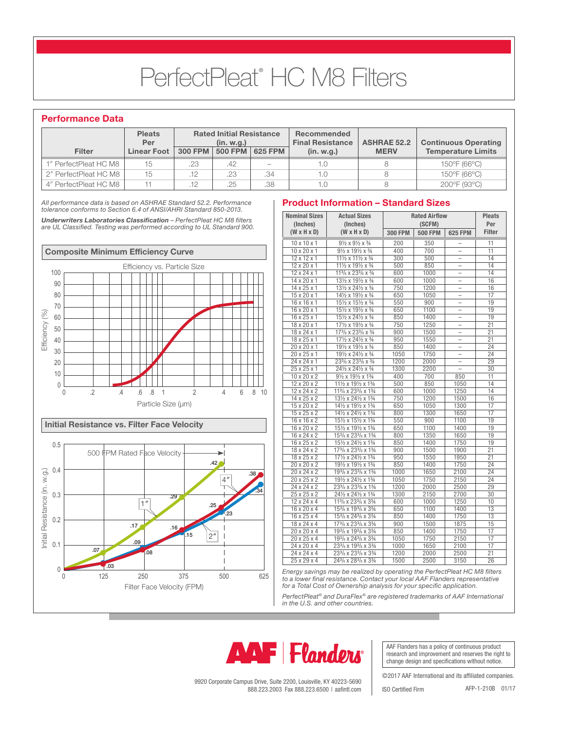# PerfectPleat® HC M8 Filters

## Performance Data

| Filter | Pleats Per Linear Foot | Rated Initial Resistance (in. w.g.) | | | Recommended Final Resistance (in. w.g.) | ASHRAE 52.2 MERV | Continuous Operating Temperature Limits |
|---|---|---|---|---|---|---|---|
| | | 300 FPM | 500 FPM | 625 FPM | | | |
| 1″ PerfectPleat HC M8 | 15 | .23 | .42 | – | 1.0 | 8 | 150ºF (66ºC) |
| 2″ PerfectPleat HC M8 | 15 | .12 | .23 | .34 | 1.0 | 8 | 150ºF (66ºC) |
| 4″ PerfectPleat HC M8 | 11 | .12 | .25 | .38 | 1.0 | 8 | 200ºF (93ºC) |

*All performance data is based on ASHRAE Standard 52.2. Performance tolerance conforms to Section 6.4 of ANSI/AHRI Standard 850-2013.*

***Underwriters Laboratories Classification** – PerfectPleat HC M8 filters are UL Classified. Testing was performed according to UL Standard 900.*

### Composite Minimum Efficiency Curve

Efficiency vs. Particle Size

Efficiency (%)

100
90
80
70
60
50
40
30
20
10
0

0 .2 .4 .6 .8 1 2 4 6 8 10

Particle Size (µm)

### Initial Resistance vs. Filter Face Velocity

500 FPM Rated Face Velocity

Initial Resistance (in. w.g.)

0.5
0.4
0.3
0.2
0.1
0

0 125 250 375 500 625

Filter Face Velocity (FPM)

1″ 2″ 4″

.03 .07 .08 .09 .15 .16 .17 .23 .25 .29 .34 .38 .42

## Product Information – Standard Sizes

| Nominal Sizes (Inches) (W x H x D) | Actual Sizes (Inches) (W x H x D) | Rated Airflow (SCFM) | | | Pleats Per Filter |
|---|---|---|---|---|---|
| | | 300 FPM | 500 FPM | 625 FPM | |
| 10 x 10 x 1 | 9½ x 9½ x ¾ | 200 | 350 | – | 11 |
| 10 x 20 x 1 | 9½ x 19½ x ¾ | 400 | 700 | – | 11 |
| 12 x 12 x 1 | 11½ x 11½ x ¾ | 300 | 500 | – | 14 |
| 12 x 20 x 1 | 11½ x 19½ x ¾ | 500 | 850 | – | 14 |
| 12 x 24 x 1 | 11⅜ x 23⅜ x ¾ | 600 | 1000 | – | 14 |
| 14 x 20 x 1 | 13½ x 19½ x ¾ | 600 | 1000 | – | 16 |
| 14 x 25 x 1 | 13½ x 24½ x ¾ | 750 | 1200 | – | 16 |
| 15 x 20 x 1 | 14½ x 19½ x ¾ | 650 | 1050 | – | 17 |
| 16 x 16 x 1 | 15½ x 15½ x ¾ | 550 | 900 | – | 19 |
| 16 x 20 x 1 | 15½ x 19½ x ¾ | 650 | 1100 | – | 19 |
| 16 x 25 x 1 | 15½ x 24½ x ¾ | 850 | 1400 | – | 19 |
| 18 x 20 x 1 | 17½ x 19½ x ¾ | 750 | 1250 | – | 21 |
| 18 x 24 x 1 | 17⅜ x 23⅜ x ¾ | 900 | 1500 | – | 21 |
| 18 x 25 x 1 | 17½ x 24½ x ¾ | 950 | 1550 | – | 21 |
| 20 x 20 x 1 | 19½ x 19½ x ¾ | 850 | 1400 | – | 24 |
| 20 x 25 x 1 | 19½ x 24½ x ¾ | 1050 | 1750 | – | 24 |
| 24 x 24 x 1 | 23⅜ x 23⅜ x ¾ | 1200 | 2000 | – | 29 |
| 25 x 25 x 1 | 24½ x 24½ x ¾ | 1300 | 2200 | – | 30 |
| 10 x 20 x 2 | 9½ x 19½ x 1¾ | 400 | 700 | 850 | 11 |
| 12 x 20 x 2 | 11½ x 19½ x 1¾ | 500 | 850 | 1050 | 14 |
| 12 x 24 x 2 | 11⅜ x 23⅜ x 1¾ | 600 | 1000 | 1250 | 14 |
| 14 x 25 x 2 | 13½ x 24½ x 1¾ | 750 | 1200 | 1500 | 16 |
| 15 x 20 x 2 | 14½ x 19½ x 1¾ | 650 | 1050 | 1300 | 17 |
| 15 x 25 x 2 | 14½ x 24½ x 1¾ | 800 | 1300 | 1650 | 17 |
| 16 x 16 x 2 | 15½ x 15½ x 1¾ | 550 | 900 | 1100 | 19 |
| 16 x 20 x 2 | 15½ x 19½ x 1¾ | 650 | 1100 | 1400 | 19 |
| 16 x 24 x 2 | 15⅜ x 23⅜ x 1¾ | 800 | 1350 | 1650 | 19 |
| 16 x 25 x 2 | 15½ x 24½ x 1¾ | 850 | 1400 | 1750 | 19 |
| 18 x 24 x 2 | 17⅜ x 23⅜ x 1¾ | 900 | 1500 | 1900 | 21 |
| 18 x 25 x 2 | 17½ x 24½ x 1¾ | 950 | 1550 | 1950 | 21 |
| 20 x 20 x 2 | 19½ x 19½ x 1¾ | 850 | 1400 | 1750 | 24 |
| 20 x 24 x 2 | 19⅜ x 23⅜ x 1¾ | 1000 | 1650 | 2100 | 24 |
| 20 x 25 x 2 | 19½ x 24½ x 1¾ | 1050 | 1750 | 2150 | 24 |
| 24 x 24 x 2 | 23⅜ x 23⅜ x 1¾ | 1200 | 2000 | 2500 | 29 |
| 25 x 25 x 2 | 24½ x 24½ x 1¾ | 1300 | 2150 | 2700 | 30 |
| 12 x 24 x 4 | 11⅜ x 23⅜ x 3¾ | 600 | 1000 | 1250 | 10 |
| 16 x 20 x 4 | 15⅜ x 19⅜ x 3¾ | 650 | 1100 | 1400 | 13 |
| 16 x 25 x 4 | 15⅜ x 24⅜ x 3¾ | 850 | 1400 | 1750 | 13 |
| 18 x 24 x 4 | 17⅜ x 23⅜ x 3¾ | 900 | 1500 | 1875 | 15 |
| 20 x 20 x 4 | 19⅜ x 19⅜ x 3¾ | 850 | 1400 | 1750 | 17 |
| 20 x 25 x 4 | 19⅜ x 24⅜ x 3¾ | 1050 | 1750 | 2150 | 17 |
| 24 x 20 x 4 | 23⅜ x 19⅜ x 3¾ | 1000 | 1650 | 2100 | 17 |
| 24 x 24 x 4 | 23⅜ x 23⅜ x 3¾ | 1200 | 2000 | 2500 | 21 |
| 25 x 29 x 4 | 24⅜ x 28⅜ x 3¾ | 1500 | 2500 | 3150 | 26 |

*Energy savings may be realized by operating the PerfectPleat HC M8 filters to a lower final resistance. Contact your local AAF Flanders representative for a Total Cost of Ownership analysis for your specific application.*

*PerfectPleat® and DuraFlex® are registered trademarks of AAF International in the U.S. and other countries.*

AAF Flanders

9920 Corporate Campus Drive, Suite 2200, Louisville, KY 40223-5690
888.223.2003 Fax 888.223.6500 | aafintl.com

AAF Flanders has a policy of continuous product research and improvement and reserves the right to change design and specifications without notice.

©2017 AAF International and its affiliated companies.

ISO Certified Firm AFP-1-210B 01/17